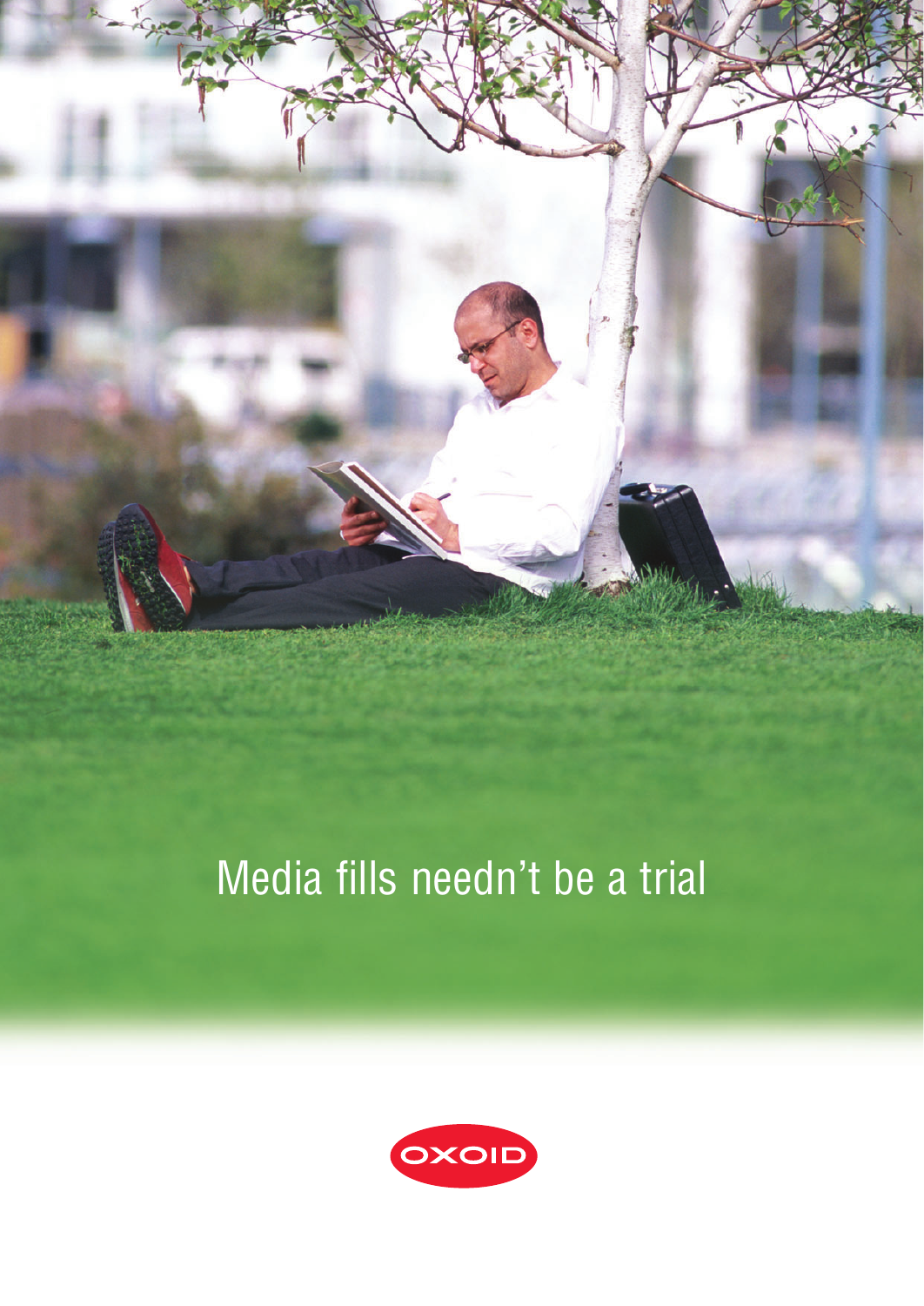# Media fills needn't be a trial

OXOID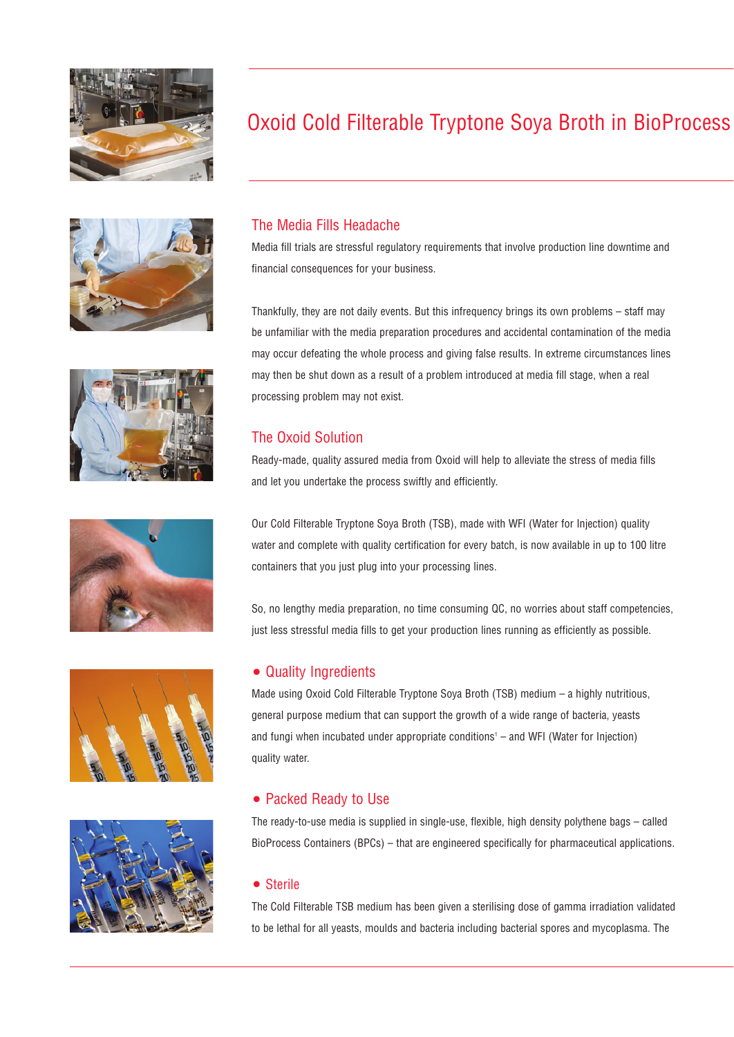# Oxoid Cold Filterable Tryptone Soya Broth in BioProcess

## The Media Fills Headache

Media fill trials are stressful regulatory requirements that involve production line downtime and financial consequences for your business.

Thankfully, they are not daily events. But this infrequency brings its own problems – staff may be unfamiliar with the media preparation procedures and accidental contamination of the media may occur defeating the whole process and giving false results. In extreme circumstances lines may then be shut down as a result of a problem introduced at media fill stage, when a real processing problem may not exist.

## The Oxoid Solution

Ready-made, quality assured media from Oxoid will help to alleviate the stress of media fills and let you undertake the process swiftly and efficiently.

Our Cold Filterable Tryptone Soya Broth (TSB), made with WFI (Water for Injection) quality water and complete with quality certification for every batch, is now available in up to 100 litre containers that you just plug into your processing lines.

So, no lengthy media preparation, no time consuming QC, no worries about staff competencies, just less stressful media fills to get your production lines running as efficiently as possible.

### • Quality Ingredients

Made using Oxoid Cold Filterable Tryptone Soya Broth (TSB) medium – a highly nutritious, general purpose medium that can support the growth of a wide range of bacteria, yeasts and fungi when incubated under appropriate conditions[1] – and WFI (Water for Injection) quality water.

### • Packed Ready to Use

The ready-to-use media is supplied in single-use, flexible, high density polythene bags – called BioProcess Containers (BPCs) – that are engineered specifically for pharmaceutical applications.

### • Sterile

The Cold Filterable TSB medium has been given a sterilising dose of gamma irradiation validated to be lethal for all yeasts, moulds and bacteria including bacterial spores and mycoplasma. The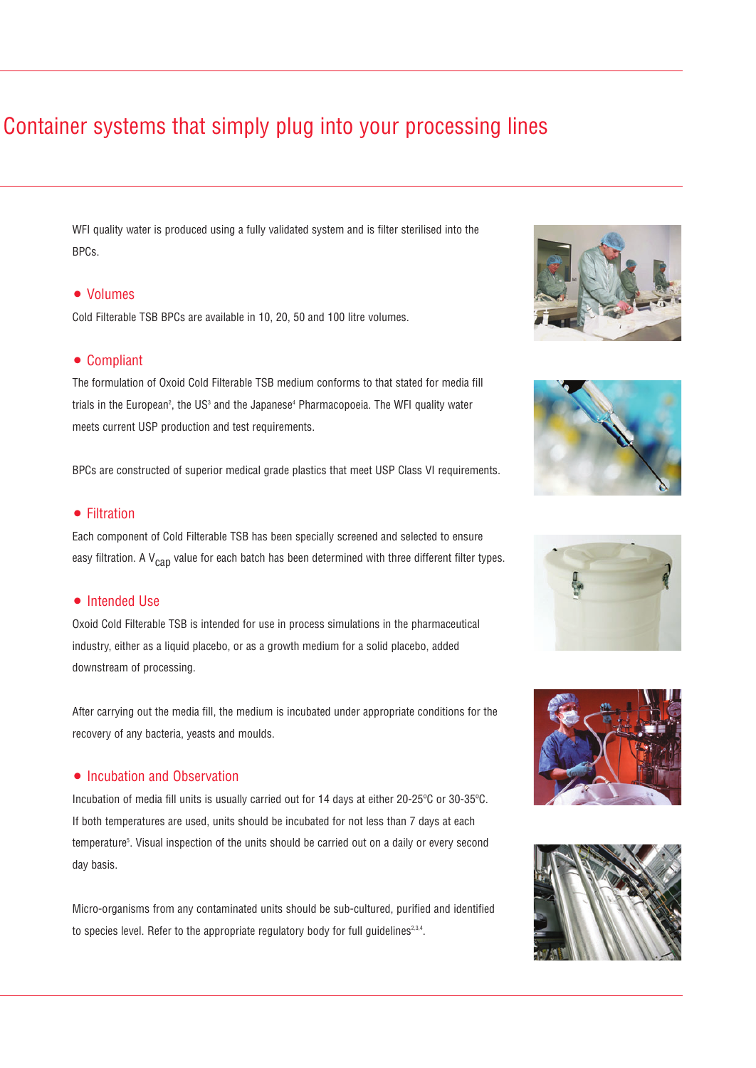# Container systems that simply plug into your processing lines

WFI quality water is produced using a fully validated system and is filter sterilised into the BPCs.

## • Volumes

Cold Filterable TSB BPCs are available in 10, 20, 50 and 100 litre volumes.

## • Compliant

The formulation of Oxoid Cold Filterable TSB medium conforms to that stated for media fill trials in the European[2], the US[3] and the Japanese[4] Pharmacopoeia. The WFI quality water meets current USP production and test requirements.

BPCs are constructed of superior medical grade plastics that meet USP Class VI requirements.

## • Filtration

Each component of Cold Filterable TSB has been specially screened and selected to ensure easy filtration. A $V_{cap}$ value for each batch has been determined with three different filter types.

## • Intended Use

Oxoid Cold Filterable TSB is intended for use in process simulations in the pharmaceutical industry, either as a liquid placebo, or as a growth medium for a solid placebo, added downstream of processing.

After carrying out the media fill, the medium is incubated under appropriate conditions for the recovery of any bacteria, yeasts and moulds.

## • Incubation and Observation

Incubation of media fill units is usually carried out for 14 days at either 20-25ºC or 30-35ºC. If both temperatures are used, units should be incubated for not less than 7 days at each temperature[5]. Visual inspection of the units should be carried out on a daily or every second day basis.

Micro-organisms from any contaminated units should be sub-cultured, purified and identified to species level. Refer to the appropriate regulatory body for full guidelines[2,3,4].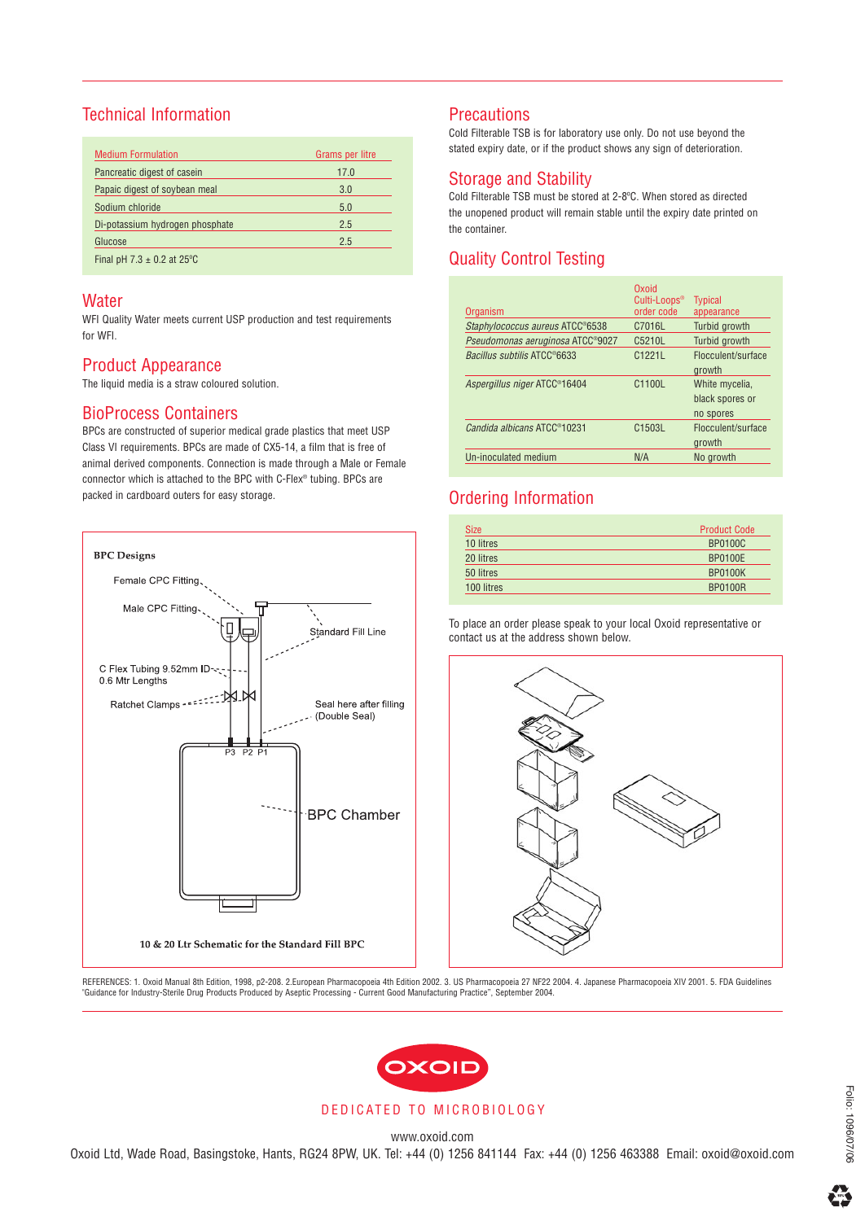## Technical Information

| Medium Formulation | Grams per litre |
|---|---|
| Pancreatic digest of casein | 17.0 |
| Papaic digest of soybean meal | 3.0 |
| Sodium chloride | 5.0 |
| Di-potassium hydrogen phosphate | 2.5 |
| Glucose | 2.5 |
| Final pH 7.3 ± 0.2 at 25ºC | |

## Water

WFI Quality Water meets current USP production and test requirements for WFI.

## Product Appearance

The liquid media is a straw coloured solution.

## BioProcess Containers

BPCs are constructed of superior medical grade plastics that meet USP Class VI requirements. BPCs are made of CX5-14, a film that is free of animal derived components. Connection is made through a Male or Female connector which is attached to the BPC with C-Flex® tubing. BPCs are packed in cardboard outers for easy storage.

BPC Designs

Female CPC Fitting

Male CPC Fitting

Standard Fill Line

C Flex Tubing 9.52mm ID

0.6 Mtr Lengths

Ratchet Clamps

Seal here after filling (Double Seal)

P3 P2 P1

BPC Chamber

10 & 20 Ltr Schematic for the Standard Fill BPC

## Precautions

Cold Filterable TSB is for laboratory use only. Do not use beyond the stated expiry date, or if the product shows any sign of deterioration.

## Storage and Stability

Cold Filterable TSB must be stored at 2-8ºC. When stored as directed the unopened product will remain stable until the expiry date printed on the container.

## Quality Control Testing

| Organism | Oxoid Culti-Loops® order code | Typical appearance |
|---|---|---|
| *Staphylococcus aureus* ATCC®6538 | C7016L | Turbid growth |
| *Pseudomonas aeruginosa* ATCC®9027 | C5210L | Turbid growth |
| *Bacillus subtilis* ATCC®6633 | C1221L | Flocculent/surface growth |
| *Aspergillus niger* ATCC®16404 | C1100L | White mycelia, black spores or no spores |
| *Candida albicans* ATCC®10231 | C1503L | Flocculent/surface growth |
| Un-inoculated medium | N/A | No growth |

## Ordering Information

| Size | Product Code |
|---|---|
| 10 litres | BP0100C |
| 20 litres | BP0100E |
| 50 litres | BP0100K |
| 100 litres | BP0100R |

To place an order please speak to your local Oxoid representative or contact us at the address shown below.

REFERENCES: 1. Oxoid Manual 8th Edition, 1998, p2-208. 2.European Pharmacopoeia 4th Edition 2002. 3. US Pharmacopoeia 27 NF22 2004. 4. Japanese Pharmacopoeia XIV 2001. 5. FDA Guidelines "Guidance for Industry-Sterile Drug Products Produced by Aseptic Processing - Current Good Manufacturing Practice", September 2004.

OXOID

DEDICATED TO MICROBIOLOGY

www.oxoid.com

Oxoid Ltd, Wade Road, Basingstoke, Hants, RG24 8PW, UK. Tel: +44 (0) 1256 841144 Fax: +44 (0) 1256 463388 Email: oxoid@oxoid.com

Folio: 1096/07/06